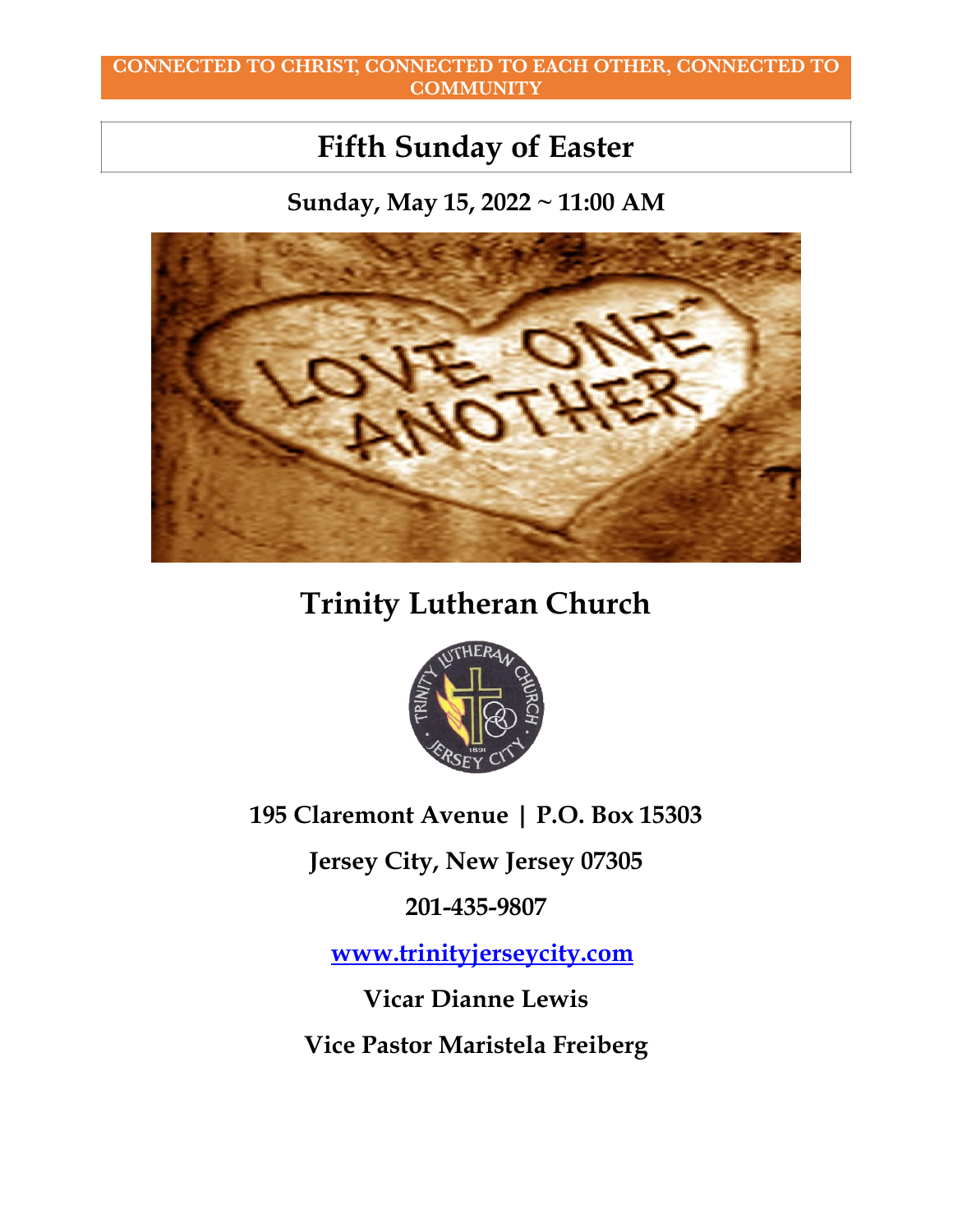**CONNECTED TO CHRIST, CONNECTED TO EACH OTHER, CONNECTED TO COMMUNITY**

# Fifth Sunday of Easter

**Sunday, May 15, 2022 ~ 11:00 AM**

# Trinity Lutheran Church

**195 Claremont Avenue | P.O. Box 15303**

**Jersey City, New Jersey 07305**

**201-435-9807**

**www.trinityjerseycity.com**

**Vicar Dianne Lewis**

**Vice Pastor Maristela Freiberg**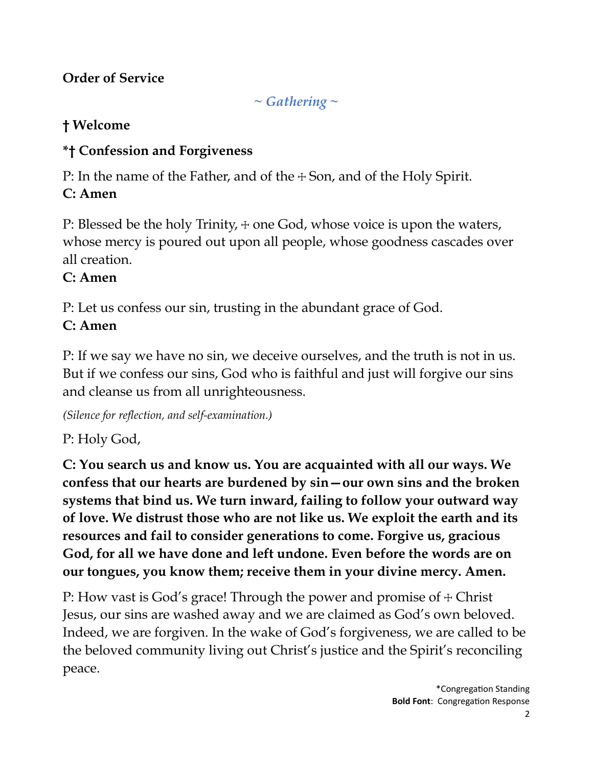**Order of Service**

*~ Gathering ~*

**† Welcome**

**\*† Confession and Forgiveness**

P: In the name of the Father, and of the ☩ Son, and of the Holy Spirit.
**C: Amen**

P: Blessed be the holy Trinity, ☩ one God, whose voice is upon the waters, whose mercy is poured out upon all people, whose goodness cascades over all creation.
**C: Amen**

P: Let us confess our sin, trusting in the abundant grace of God.
**C: Amen**

P: If we say we have no sin, we deceive ourselves, and the truth is not in us. But if we confess our sins, God who is faithful and just will forgive our sins and cleanse us from all unrighteousness.

*(Silence for reflection, and self-examination.)*

P: Holy God,

**C: You search us and know us. You are acquainted with all our ways. We confess that our hearts are burdened by sin—our own sins and the broken systems that bind us. We turn inward, failing to follow your outward way of love. We distrust those who are not like us. We exploit the earth and its resources and fail to consider generations to come. Forgive us, gracious God, for all we have done and left undone. Even before the words are on our tongues, you know them; receive them in your divine mercy. Amen.**

P: How vast is God's grace! Through the power and promise of ☩ Christ Jesus, our sins are washed away and we are claimed as God's own beloved. Indeed, we are forgiven. In the wake of God's forgiveness, we are called to be the beloved community living out Christ's justice and the Spirit's reconciling peace.

\*Congregation Standing
**Bold Font**: Congregation Response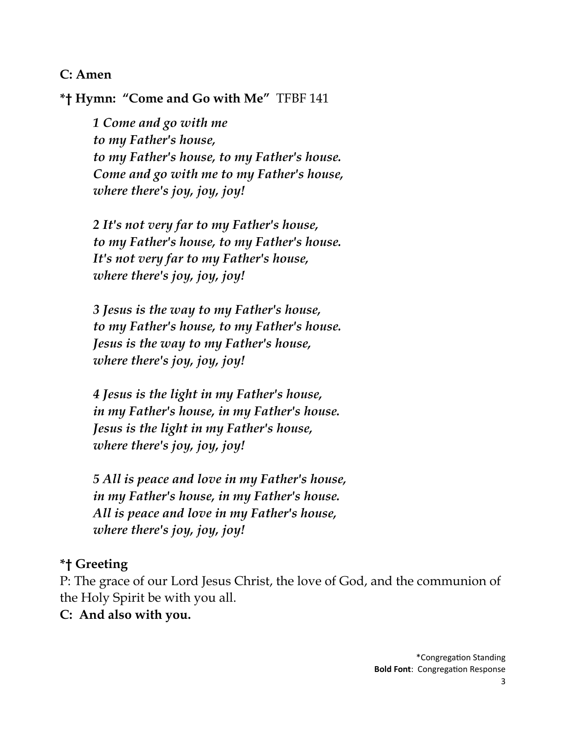**C: Amen**

**\*† Hymn: "Come and Go with Me"** TFBF 141

> ***1 Come and go with me***
> ***to my Father's house,***
> ***to my Father's house, to my Father's house.***
> ***Come and go with me to my Father's house,***
> ***where there's joy, joy, joy!***
>
> ***2 It's not very far to my Father's house,***
> ***to my Father's house, to my Father's house.***
> ***It's not very far to my Father's house,***
> ***where there's joy, joy, joy!***
>
> ***3 Jesus is the way to my Father's house,***
> ***to my Father's house, to my Father's house.***
> ***Jesus is the way to my Father's house,***
> ***where there's joy, joy, joy!***
>
> ***4 Jesus is the light in my Father's house,***
> ***in my Father's house, in my Father's house.***
> ***Jesus is the light in my Father's house,***
> ***where there's joy, joy, joy!***
>
> ***5 All is peace and love in my Father's house,***
> ***in my Father's house, in my Father's house.***
> ***All is peace and love in my Father's house,***
> ***where there's joy, joy, joy!***

**\*† Greeting**

P: The grace of our Lord Jesus Christ, the love of God, and the communion of the Holy Spirit be with you all.

**C: And also with you.**

\*Congregation Standing
**Bold Font**: Congregation Response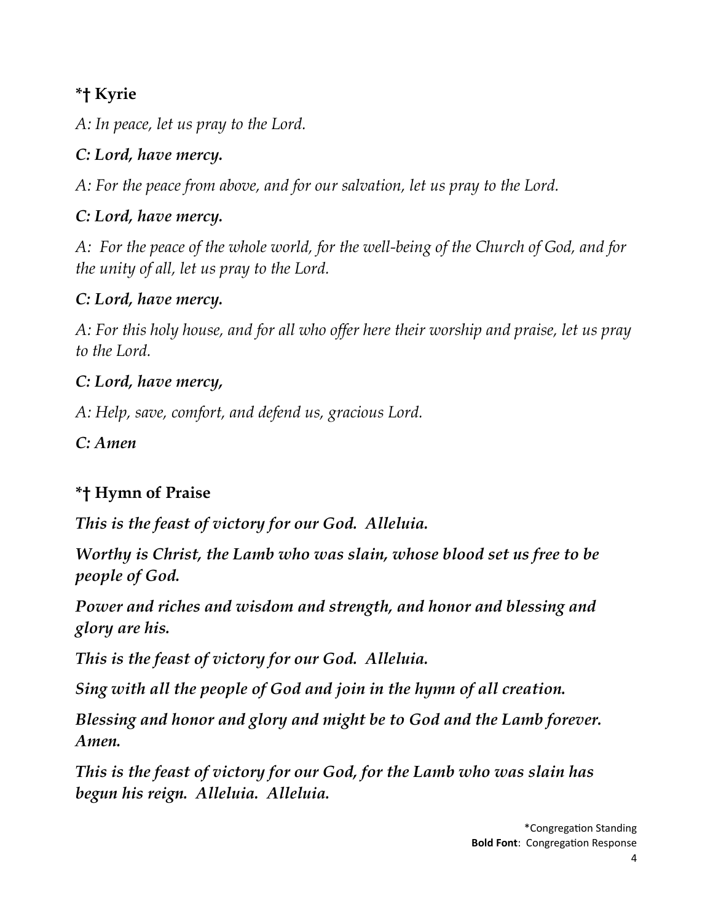### *† Kyrie

*A: In peace, let us pray to the Lord.*

***C: Lord, have mercy.***

*A: For the peace from above, and for our salvation, let us pray to the Lord.*

***C: Lord, have mercy.***

*A:  For the peace of the whole world, for the well-being of the Church of God, and for the unity of all, let us pray to the Lord.*

***C: Lord, have mercy.***

*A: For this holy house, and for all who offer here their worship and praise, let us pray to the Lord.*

***C: Lord, have mercy,***

*A: Help, save, comfort, and defend us, gracious Lord.*

***C: Amen***

### *† Hymn of Praise

***This is the feast of victory for our God.  Alleluia.***

***Worthy is Christ, the Lamb who was slain, whose blood set us free to be people of God.***

***Power and riches and wisdom and strength, and honor and blessing and glory are his.***

***This is the feast of victory for our God.  Alleluia.***

***Sing with all the people of God and join in the hymn of all creation.***

***Blessing and honor and glory and might be to God and the Lamb forever. Amen.***

***This is the feast of victory for our God, for the Lamb who was slain has begun his reign.  Alleluia.  Alleluia.***

*Congregation Standing
**Bold Font**:  Congregation Response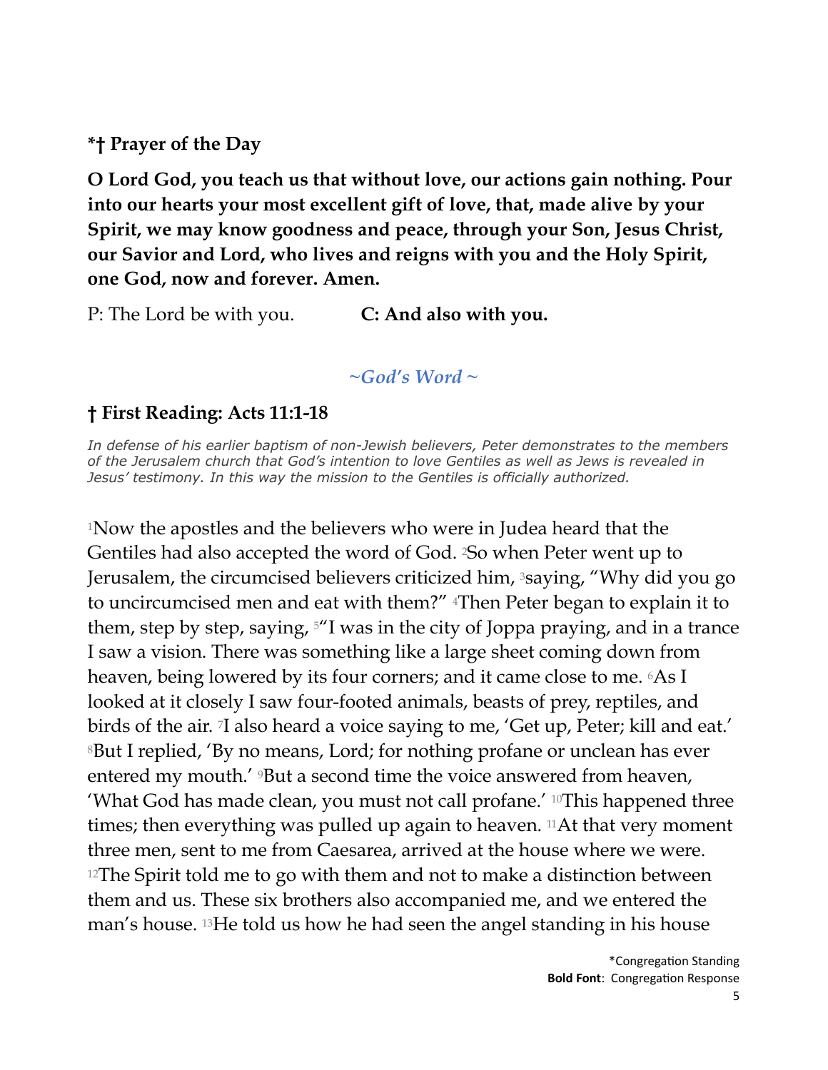**\*† Prayer of the Day**

**O Lord God, you teach us that without love, our actions gain nothing. Pour into our hearts your most excellent gift of love, that, made alive by your Spirit, we may know goodness and peace, through your Son, Jesus Christ, our Savior and Lord, who lives and reigns with you and the Holy Spirit, one God, now and forever. Amen.**

P: The Lord be with you. **C: And also with you.**

*~God's Word ~*

**† First Reading: Acts 11:1-18**

*In defense of his earlier baptism of non-Jewish believers, Peter demonstrates to the members of the Jerusalem church that God's intention to love Gentiles as well as Jews is revealed in Jesus' testimony. In this way the mission to the Gentiles is officially authorized.*

[1]Now the apostles and the believers who were in Judea heard that the Gentiles had also accepted the word of God. [2]So when Peter went up to Jerusalem, the circumcised believers criticized him, [3]saying, "Why did you go to uncircumcised men and eat with them?" [4]Then Peter began to explain it to them, step by step, saying, [5]"I was in the city of Joppa praying, and in a trance I saw a vision. There was something like a large sheet coming down from heaven, being lowered by its four corners; and it came close to me. [6]As I looked at it closely I saw four-footed animals, beasts of prey, reptiles, and birds of the air. [7]I also heard a voice saying to me, 'Get up, Peter; kill and eat.' [8]But I replied, 'By no means, Lord; for nothing profane or unclean has ever entered my mouth.' [9]But a second time the voice answered from heaven, 'What God has made clean, you must not call profane.' [10]This happened three times; then everything was pulled up again to heaven. [11]At that very moment three men, sent to me from Caesarea, arrived at the house where we were. [12]The Spirit told me to go with them and not to make a distinction between them and us. These six brothers also accompanied me, and we entered the man's house. [13]He told us how he had seen the angel standing in his house

\*Congregation Standing
**Bold Font**: Congregation Response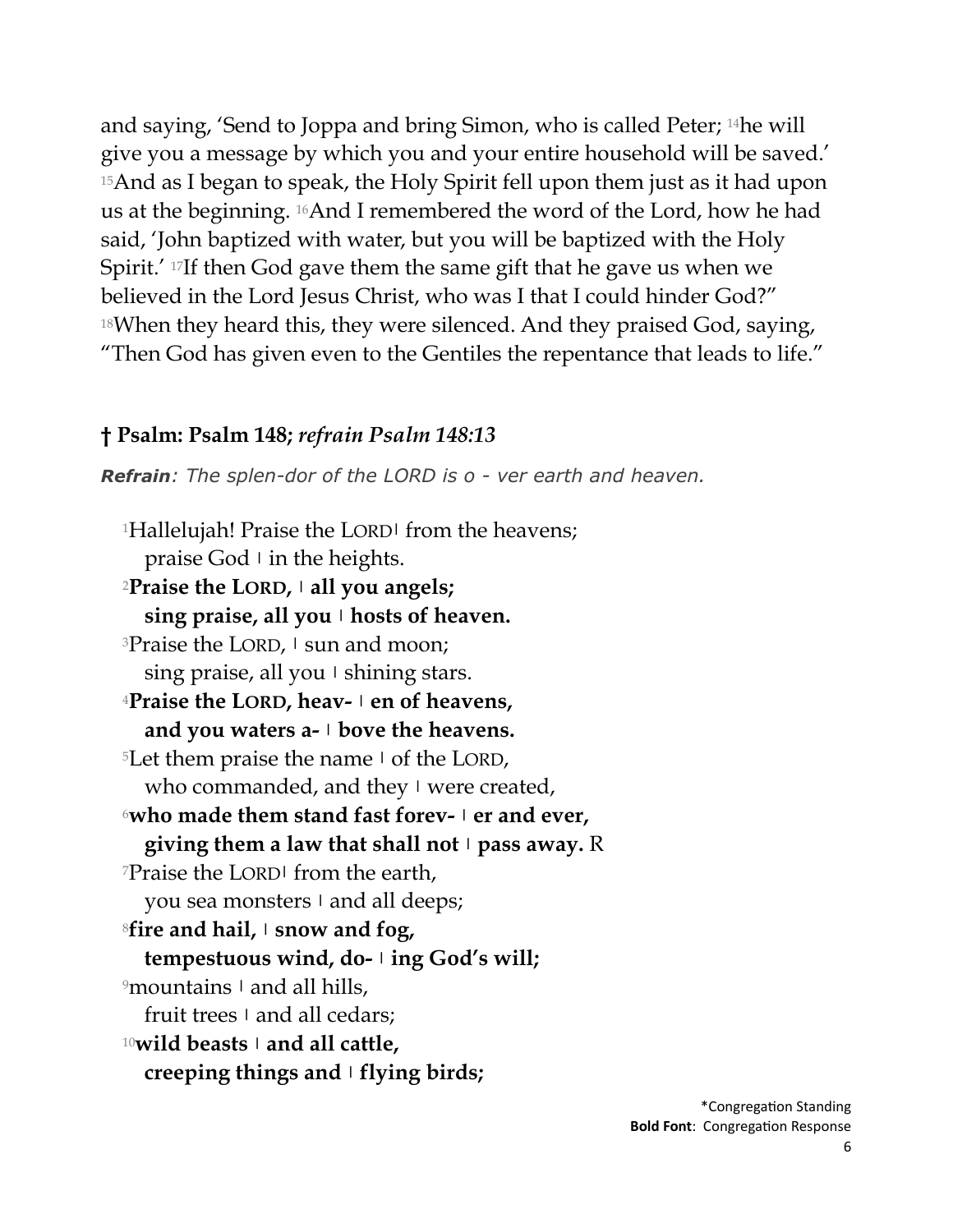and saying, 'Send to Joppa and bring Simon, who is called Peter; [14]he will give you a message by which you and your entire household will be saved.' [15]And as I began to speak, the Holy Spirit fell upon them just as it had upon us at the beginning. [16]And I remembered the word of the Lord, how he had said, 'John baptized with water, but you will be baptized with the Holy Spirit.' [17]If then God gave them the same gift that he gave us when we believed in the Lord Jesus Christ, who was I that I could hinder God?" [18]When they heard this, they were silenced. And they praised God, saying, "Then God has given even to the Gentiles the repentance that leads to life."

### † Psalm: Psalm 148; *refrain Psalm 148:13*

***Refrain****: The splen-dor of the LORD is o - ver earth and heaven.*

[1]Hallelujah! Praise the LORD ı from the heavens;
praise God ı in the heights.
**[2]Praise the LORD, ı all you angels;**
**sing praise, all you ı hosts of heaven.**
[3]Praise the LORD, ı sun and moon;
sing praise, all you ı shining stars.
**[4]Praise the LORD, heav- ı en of heavens,**
**and you waters a- ı bove the heavens.**
[5]Let them praise the name ı of the LORD,
who commanded, and they ı were created,
**[6]who made them stand fast forev- ı er and ever,**
**giving them a law that shall not ı pass away.** R
[7]Praise the LORD ı from the earth,
you sea monsters ı and all deeps;
**[8]fire and hail, ı snow and fog,**
**tempestuous wind, do- ı ing God's will;**
[9]mountains ı and all hills,
fruit trees ı and all cedars;
**[10]wild beasts ı and all cattle,**
**creeping things and ı flying birds;**

*Congregation Standing
**Bold Font**: Congregation Response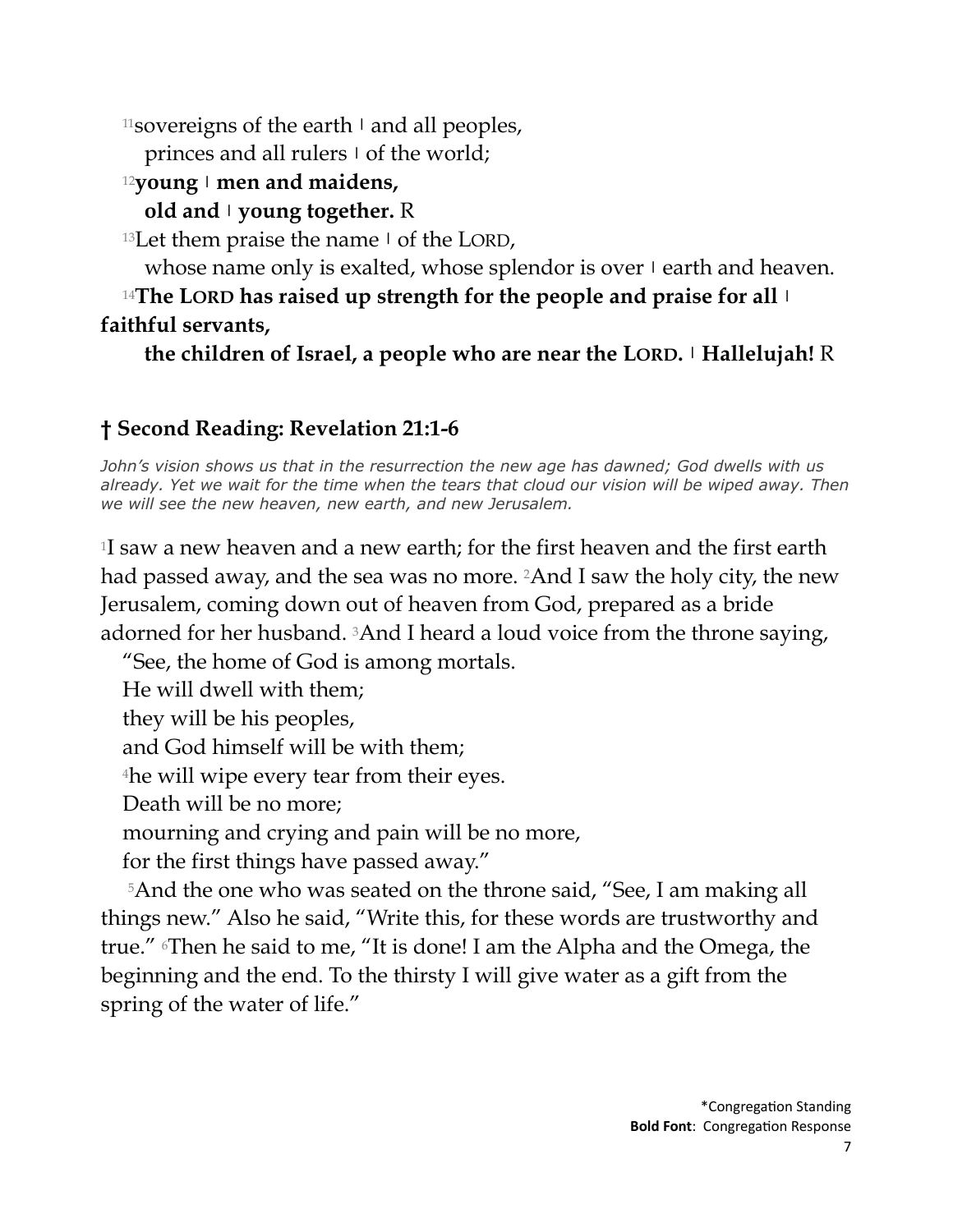[11]sovereigns of the earth ǀ and all peoples,
princes and all rulers ǀ of the world;

[12]**young ǀ men and maidens,**
**old and ǀ young together.** R

[13]Let them praise the name ǀ of the LORD,
whose name only is exalted, whose splendor is over ǀ earth and heaven.

[14]**The LORD has raised up strength for the people and praise for all ǀ faithful servants,**
**the children of Israel, a people who are near the LORD. ǀ Hallelujah!** R

## † Second Reading: Revelation 21:1-6

*John's vision shows us that in the resurrection the new age has dawned; God dwells with us already. Yet we wait for the time when the tears that cloud our vision will be wiped away. Then we will see the new heaven, new earth, and new Jerusalem.*

[1]I saw a new heaven and a new earth; for the first heaven and the first earth had passed away, and the sea was no more. [2]And I saw the holy city, the new Jerusalem, coming down out of heaven from God, prepared as a bride adorned for her husband. [3]And I heard a loud voice from the throne saying,

"See, the home of God is among mortals.
He will dwell with them;
they will be his peoples,
and God himself will be with them;
[4]he will wipe every tear from their eyes.
Death will be no more;
mourning and crying and pain will be no more,
for the first things have passed away."

[5]And the one who was seated on the throne said, "See, I am making all things new." Also he said, "Write this, for these words are trustworthy and true." [6]Then he said to me, "It is done! I am the Alpha and the Omega, the beginning and the end. To the thirsty I will give water as a gift from the spring of the water of life."

*Congregation Standing
**Bold Font**: Congregation Response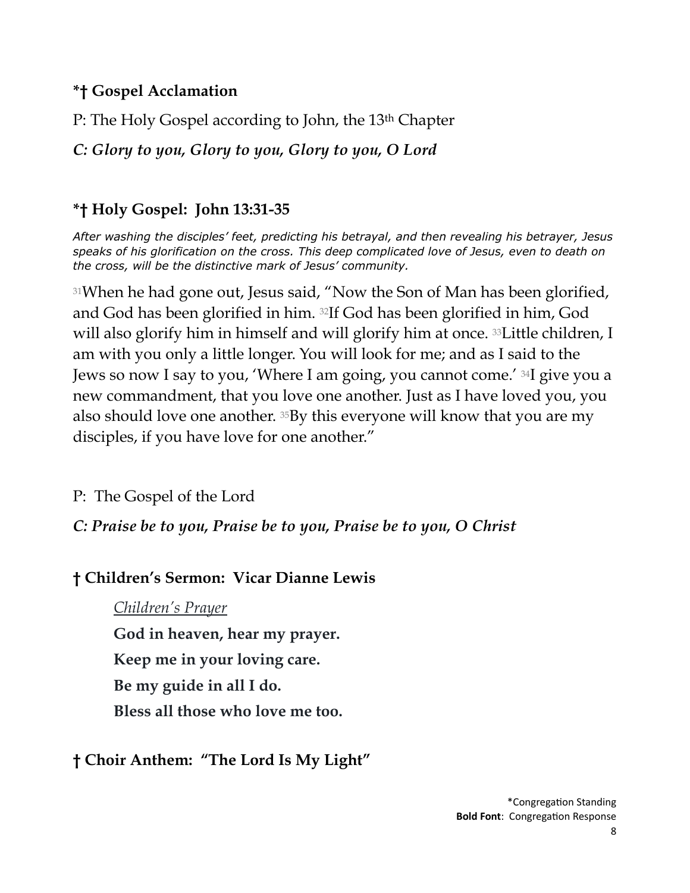### *† Gospel Acclamation

P: The Holy Gospel according to John, the 13th Chapter

***C: Glory to you, Glory to you, Glory to you, O Lord***

### *† Holy Gospel: John 13:31-35

*After washing the disciples' feet, predicting his betrayal, and then revealing his betrayer, Jesus speaks of his glorification on the cross. This deep complicated love of Jesus, even to death on the cross, will be the distinctive mark of Jesus' community.*

[31]When he had gone out, Jesus said, "Now the Son of Man has been glorified, and God has been glorified in him. [32]If God has been glorified in him, God will also glorify him in himself and will glorify him at once. [33]Little children, I am with you only a little longer. You will look for me; and as I said to the Jews so now I say to you, 'Where I am going, you cannot come.' [34]I give you a new commandment, that you love one another. Just as I have loved you, you also should love one another. [35]By this everyone will know that you are my disciples, if you have love for one another."

P: The Gospel of the Lord

***C: Praise be to you, Praise be to you, Praise be to you, O Christ***

### † Children's Sermon: Vicar Dianne Lewis

<u>*Children's Prayer*</u>

**God in heaven, hear my prayer.**

**Keep me in your loving care.**

**Be my guide in all I do.**

**Bless all those who love me too.**

### † Choir Anthem: "The Lord Is My Light"

*Congregation Standing
**Bold Font**: Congregation Response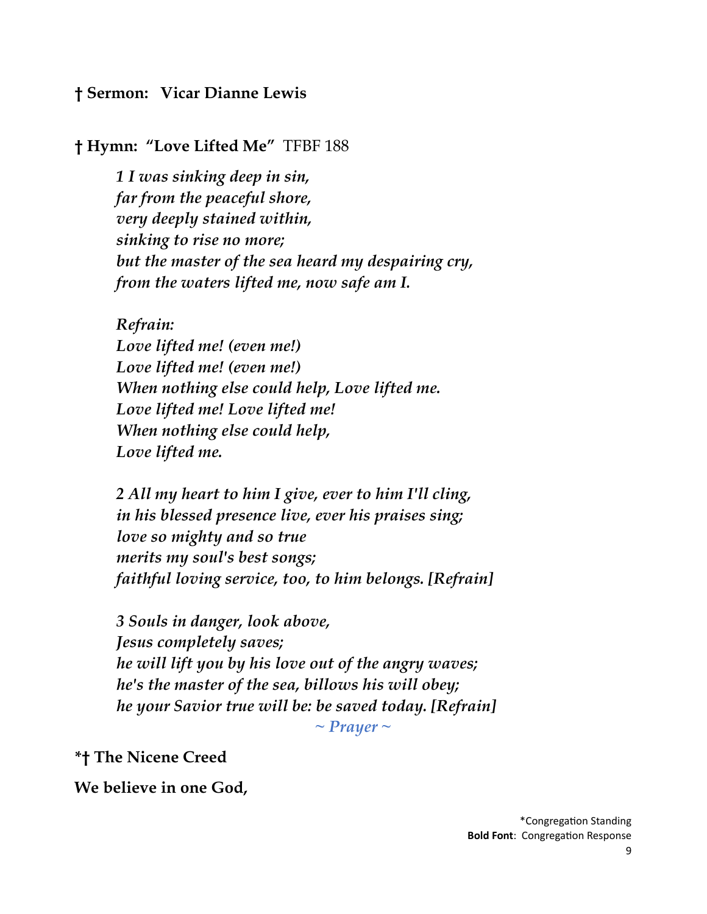**† Sermon: Vicar Dianne Lewis**

**† Hymn: "Love Lifted Me"** TFBF 188

*1 I was sinking deep in sin,*
*far from the peaceful shore,*
*very deeply stained within,*
*sinking to rise no more;*
*but the master of the sea heard my despairing cry,*
*from the waters lifted me, now safe am I.*

*Refrain:*
*Love lifted me! (even me!)*
*Love lifted me! (even me!)*
*When nothing else could help, Love lifted me.*
*Love lifted me! Love lifted me!*
*When nothing else could help,*
*Love lifted me.*

*2 All my heart to him I give, ever to him I'll cling,*
*in his blessed presence live, ever his praises sing;*
*love so mighty and so true*
*merits my soul's best songs;*
*faithful loving service, too, to him belongs. [Refrain]*

*3 Souls in danger, look above,*
*Jesus completely saves;*
*he will lift you by his love out of the angry waves;*
*he's the master of the sea, billows his will obey;*
*he your Savior true will be: be saved today. [Refrain]*

*~ Prayer ~*

**\*† The Nicene Creed**

**We believe in one God,**

\*Congregation Standing
**Bold Font**: Congregation Response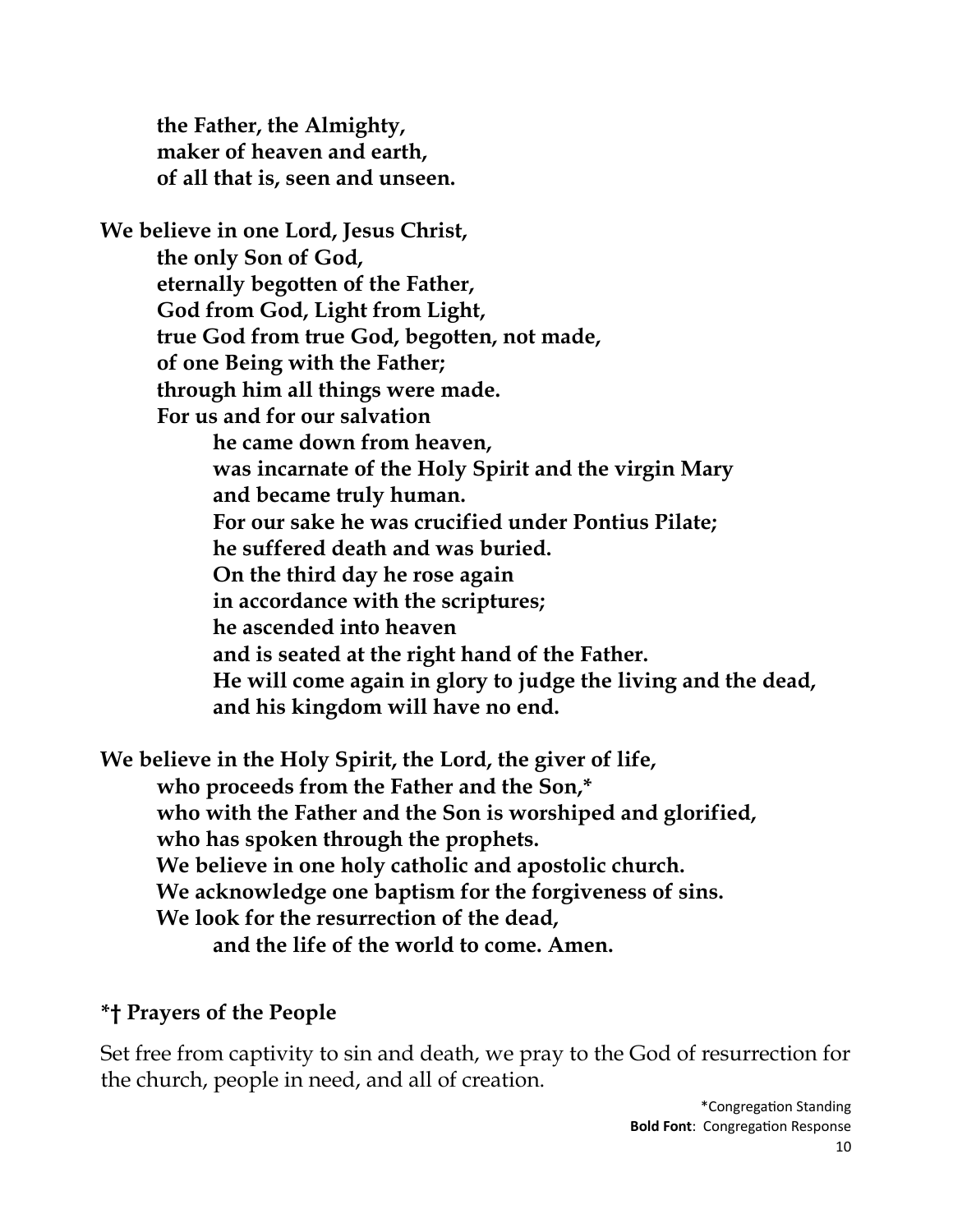**the Father, the Almighty,**
**maker of heaven and earth,**
**of all that is, seen and unseen.**

**We believe in one Lord, Jesus Christ,**
**the only Son of God,**
**eternally begotten of the Father,**
**God from God, Light from Light,**
**true God from true God, begotten, not made,**
**of one Being with the Father;**
**through him all things were made.**
**For us and for our salvation**
**he came down from heaven,**
**was incarnate of the Holy Spirit and the virgin Mary**
**and became truly human.**
**For our sake he was crucified under Pontius Pilate;**
**he suffered death and was buried.**
**On the third day he rose again**
**in accordance with the scriptures;**
**he ascended into heaven**
**and is seated at the right hand of the Father.**
**He will come again in glory to judge the living and the dead,**
**and his kingdom will have no end.**

**We believe in the Holy Spirit, the Lord, the giver of life,**
**who proceeds from the Father and the Son,***
**who with the Father and the Son is worshiped and glorified,**
**who has spoken through the prophets.**
**We believe in one holy catholic and apostolic church.**
**We acknowledge one baptism for the forgiveness of sins.**
**We look for the resurrection of the dead,**
**and the life of the world to come. Amen.**

### *† Prayers of the People

Set free from captivity to sin and death, we pray to the God of resurrection for the church, people in need, and all of creation.

*Congregation Standing
**Bold Font**: Congregation Response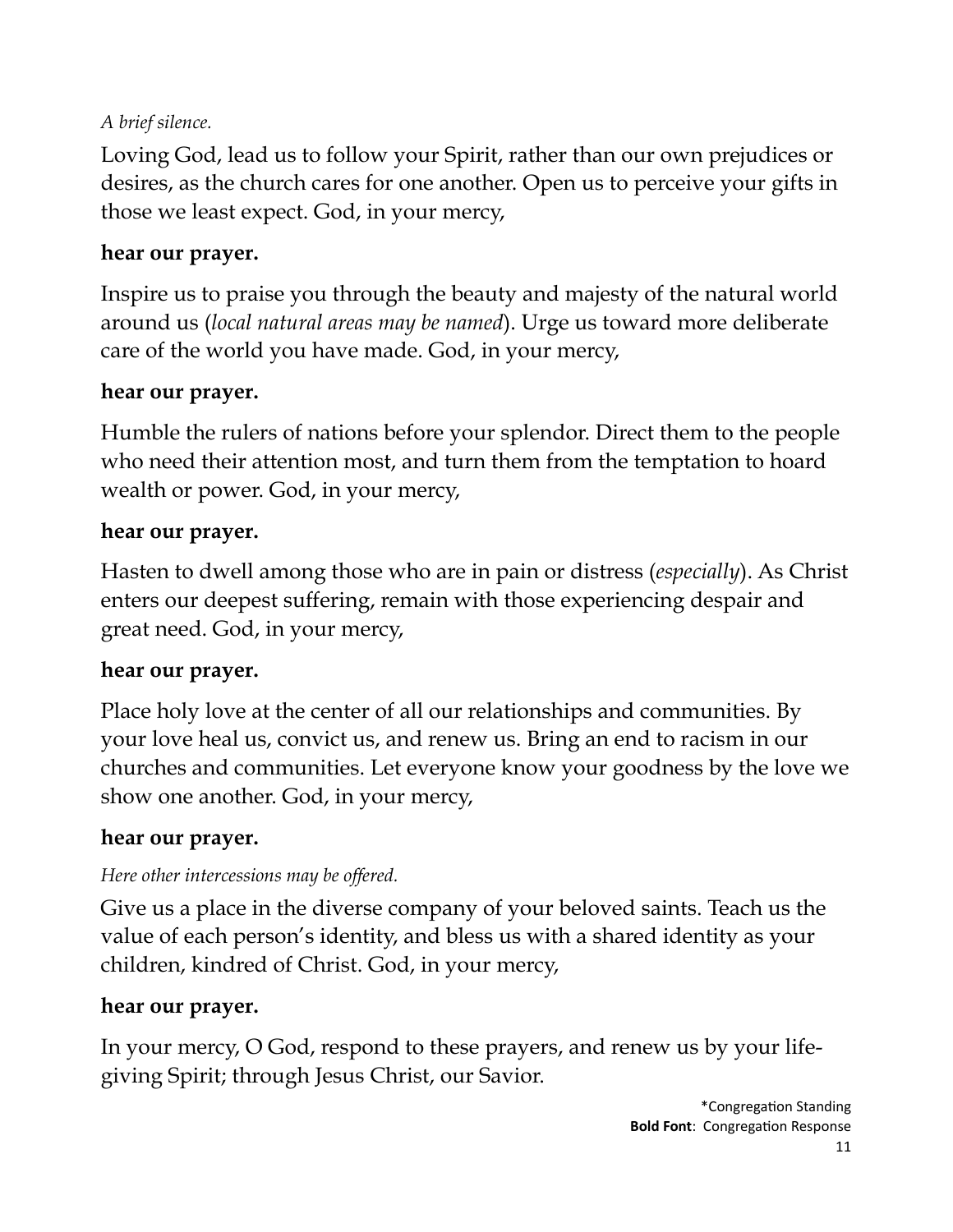*A brief silence.*

Loving God, lead us to follow your Spirit, rather than our own prejudices or desires, as the church cares for one another. Open us to perceive your gifts in those we least expect. God, in your mercy,

**hear our prayer.**

Inspire us to praise you through the beauty and majesty of the natural world around us (*local natural areas may be named*). Urge us toward more deliberate care of the world you have made. God, in your mercy,

**hear our prayer.**

Humble the rulers of nations before your splendor. Direct them to the people who need their attention most, and turn them from the temptation to hoard wealth or power. God, in your mercy,

**hear our prayer.**

Hasten to dwell among those who are in pain or distress (*especially*). As Christ enters our deepest suffering, remain with those experiencing despair and great need. God, in your mercy,

**hear our prayer.**

Place holy love at the center of all our relationships and communities. By your love heal us, convict us, and renew us. Bring an end to racism in our churches and communities. Let everyone know your goodness by the love we show one another. God, in your mercy,

**hear our prayer.**

*Here other intercessions may be offered.*

Give us a place in the diverse company of your beloved saints. Teach us the value of each person's identity, and bless us with a shared identity as your children, kindred of Christ. God, in your mercy,

**hear our prayer.**

In your mercy, O God, respond to these prayers, and renew us by your life-giving Spirit; through Jesus Christ, our Savior.

*Congregation Standing
**Bold Font**: Congregation Response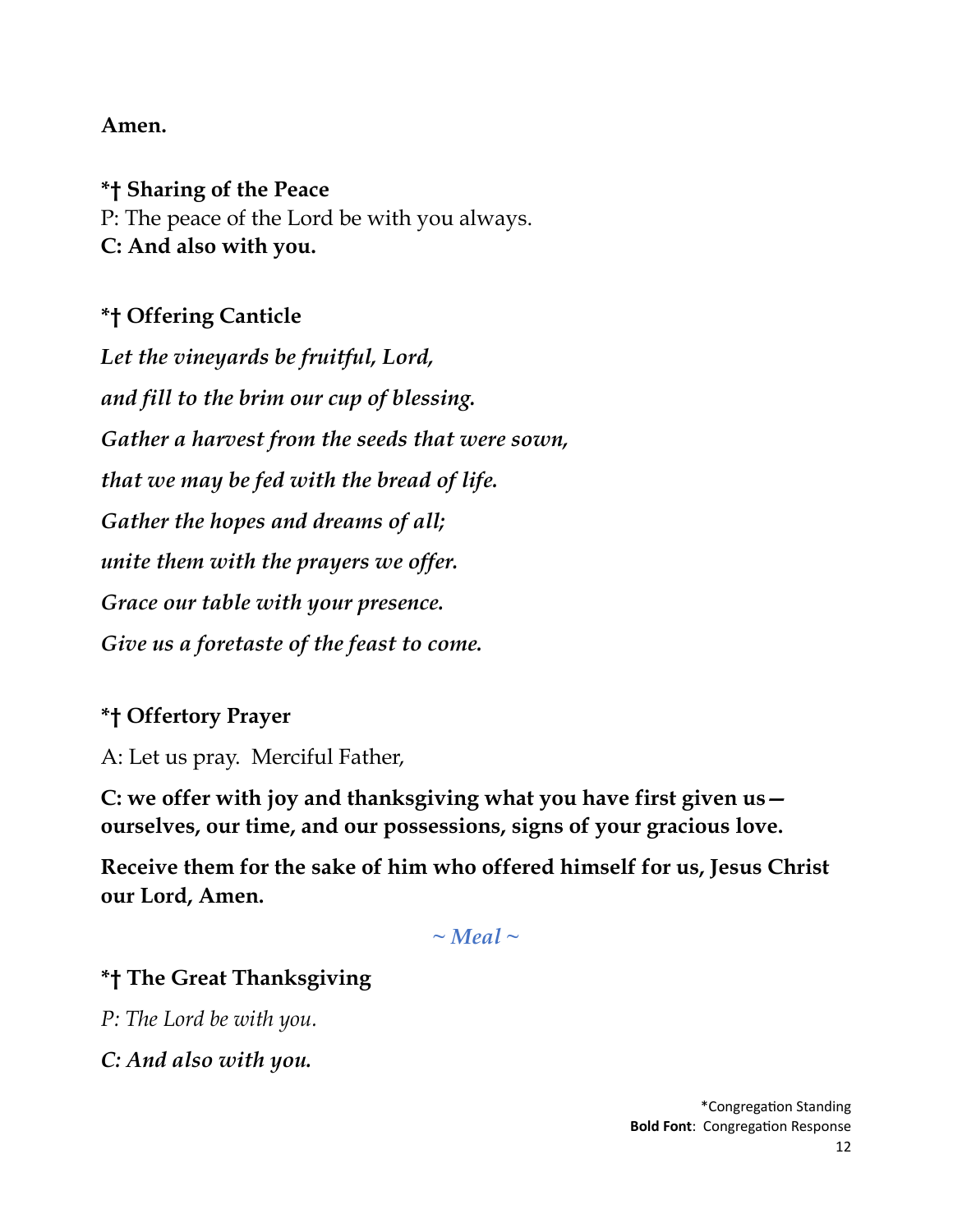**Amen.**

**\*† Sharing of the Peace**

P: The peace of the Lord be with you always.

**C: And also with you.**

**\*† Offering Canticle**

***Let the vineyards be fruitful, Lord,***

***and fill to the brim our cup of blessing.***

***Gather a harvest from the seeds that were sown,***

***that we may be fed with the bread of life.***

***Gather the hopes and dreams of all;***

***unite them with the prayers we offer.***

***Grace our table with your presence.***

***Give us a foretaste of the feast to come.***

**\*† Offertory Prayer**

A: Let us pray. Merciful Father,

**C: we offer with joy and thanksgiving what you have first given us— ourselves, our time, and our possessions, signs of your gracious love.**

**Receive them for the sake of him who offered himself for us, Jesus Christ our Lord, Amen.**

***~ Meal ~***

**\*† The Great Thanksgiving**

*P: The Lord be with you.*

***C: And also with you.***

\*Congregation Standing

**Bold Font**: Congregation Response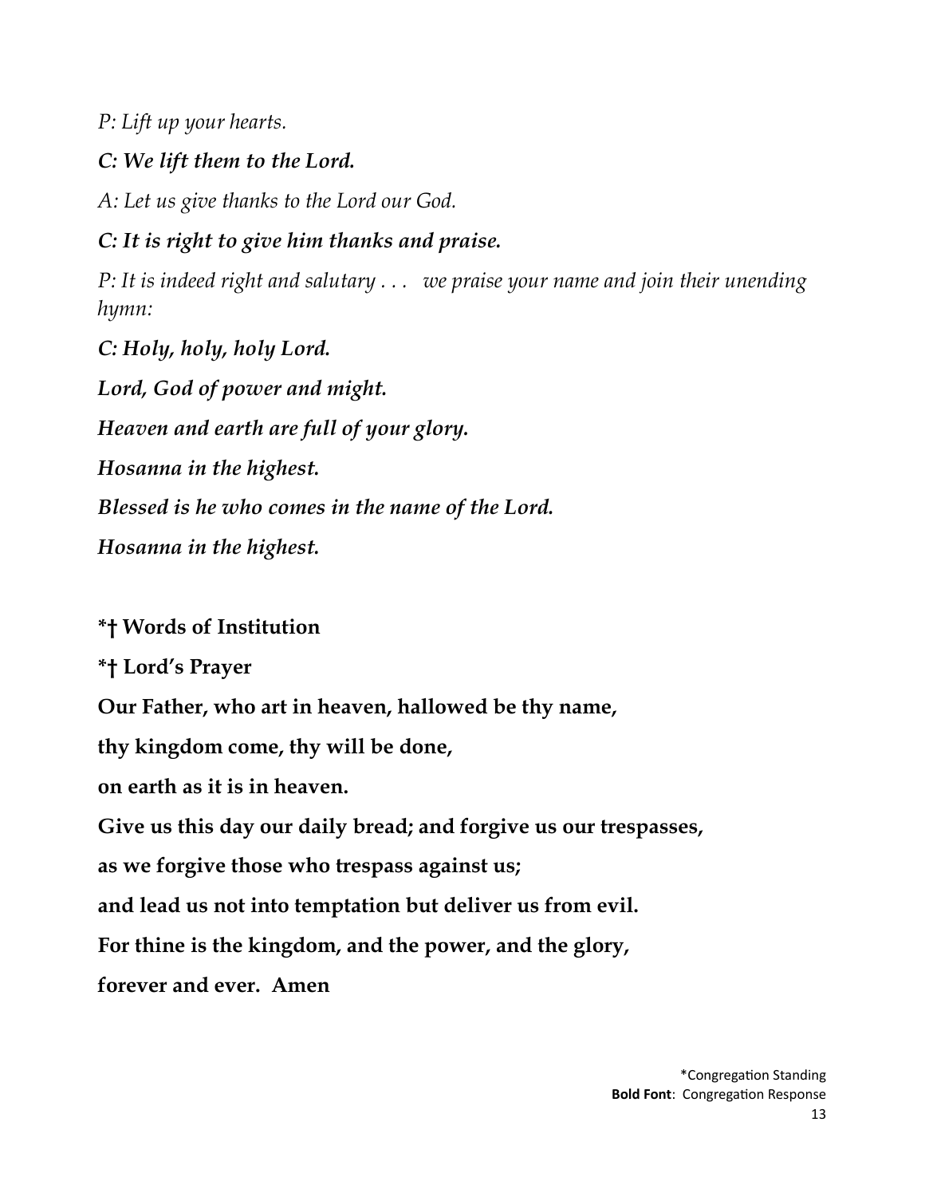*P: Lift up your hearts.*

***C: We lift them to the Lord.***

*A: Let us give thanks to the Lord our God.*

***C: It is right to give him thanks and praise.***

*P: It is indeed right and salutary . . .  we praise your name and join their unending hymn:*

***C: Holy, holy, holy Lord.***

***Lord, God of power and might.***

***Heaven and earth are full of your glory.***

***Hosanna in the highest.***

***Blessed is he who comes in the name of the Lord.***

***Hosanna in the highest.***

**\*† Words of Institution**

**\*† Lord's Prayer**

**Our Father, who art in heaven, hallowed be thy name,**

**thy kingdom come, thy will be done,**

**on earth as it is in heaven.**

**Give us this day our daily bread; and forgive us our trespasses,**

**as we forgive those who trespass against us;**

**and lead us not into temptation but deliver us from evil.**

**For thine is the kingdom, and the power, and the glory,**

**forever and ever.  Amen**

*Congregation Standing
**Bold Font**: Congregation Response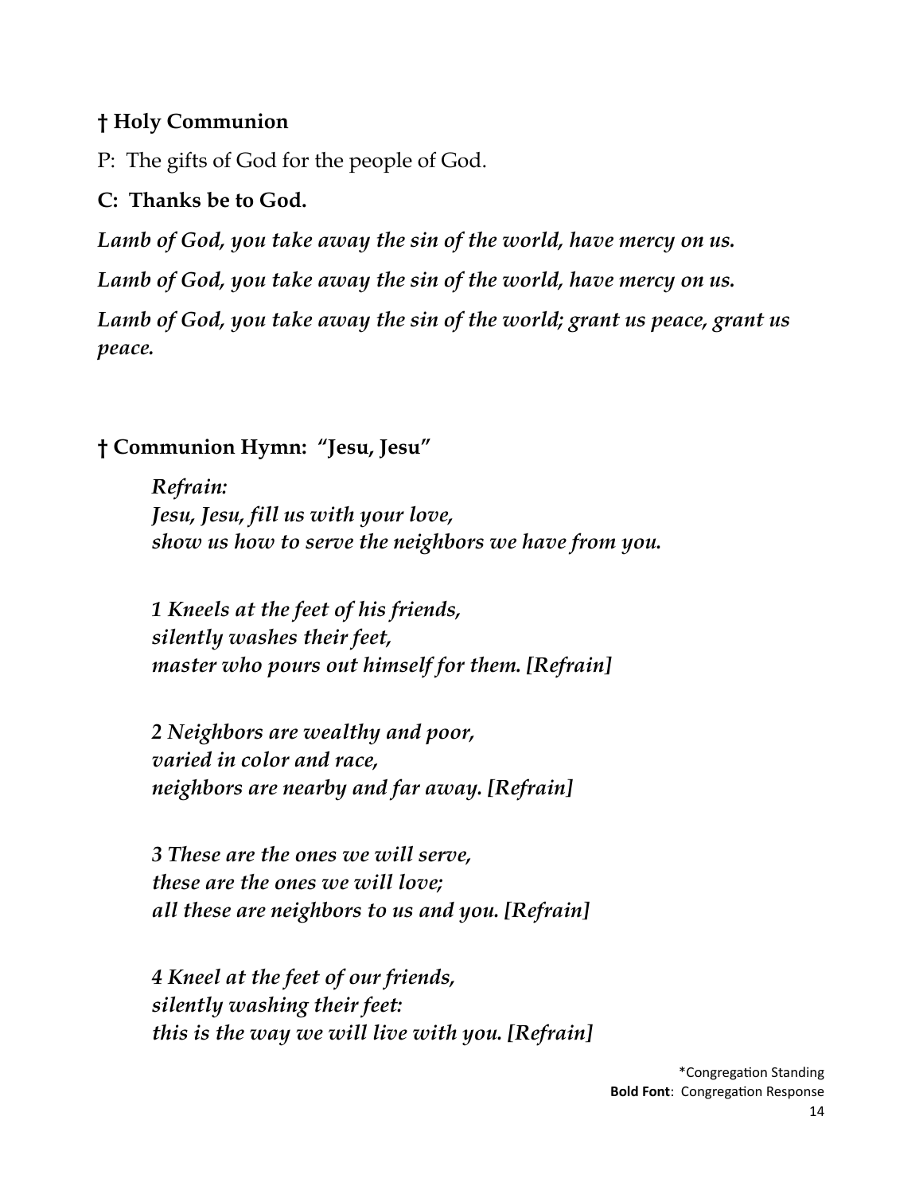**† Holy Communion**

P: The gifts of God for the people of God.

**C: Thanks be to God.**

***Lamb of God, you take away the sin of the world, have mercy on us.***

***Lamb of God, you take away the sin of the world, have mercy on us.***

***Lamb of God, you take away the sin of the world; grant us peace, grant us peace.***

**† Communion Hymn: "Jesu, Jesu"**

***Refrain:***
***Jesu, Jesu, fill us with your love,***
***show us how to serve the neighbors we have from you.***

***1 Kneels at the feet of his friends,***
***silently washes their feet,***
***master who pours out himself for them. [Refrain]***

***2 Neighbors are wealthy and poor,***
***varied in color and race,***
***neighbors are nearby and far away. [Refrain]***

***3 These are the ones we will serve,***
***these are the ones we will love;***
***all these are neighbors to us and you. [Refrain]***

***4 Kneel at the feet of our friends,***
***silently washing their feet:***
***this is the way we will live with you. [Refrain]***

*Congregation Standing
**Bold Font**: Congregation Response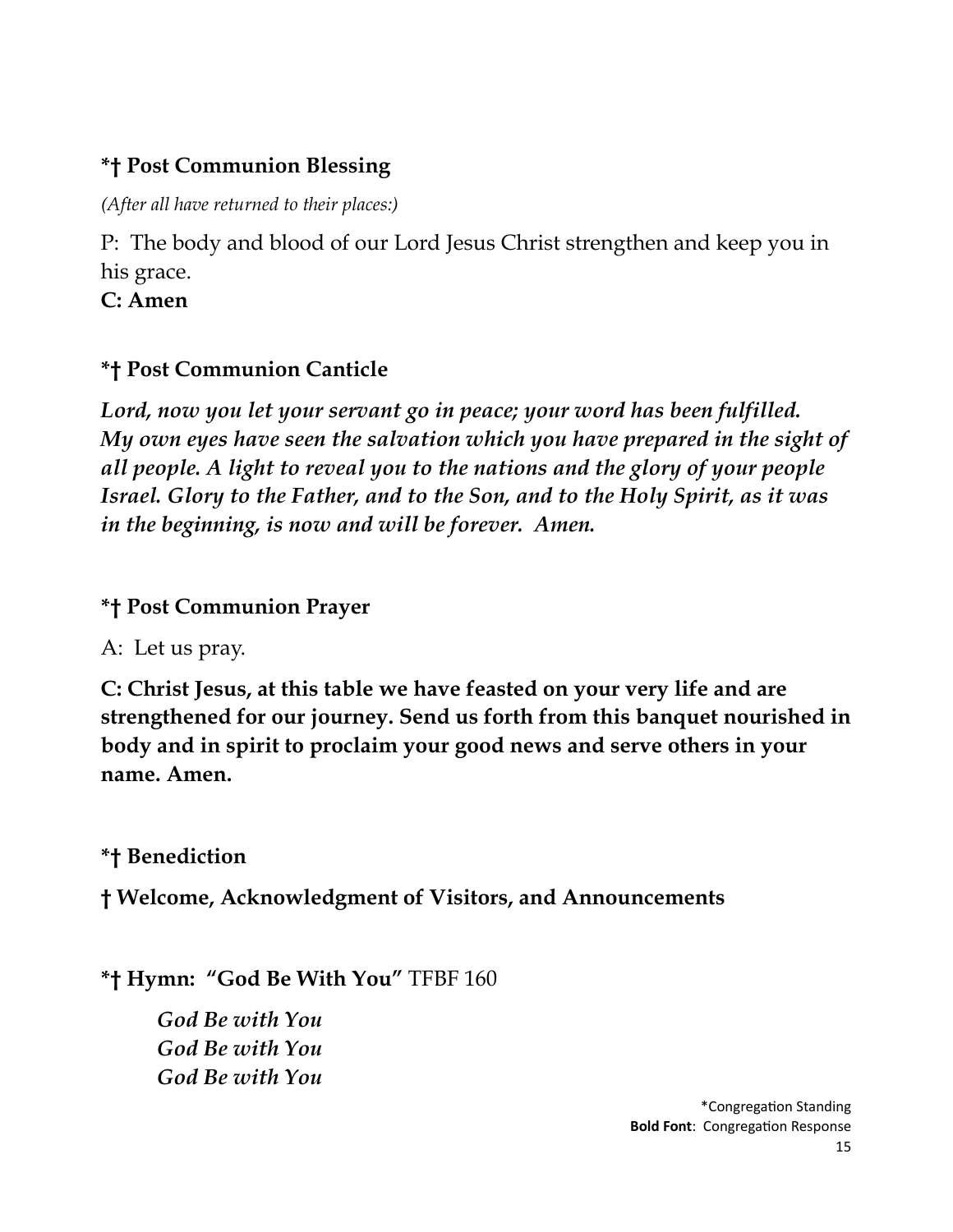**\*† Post Communion Blessing**

*(After all have returned to their places:)*

P: The body and blood of our Lord Jesus Christ strengthen and keep you in his grace.
**C: Amen**

**\*† Post Communion Canticle**

***Lord, now you let your servant go in peace; your word has been fulfilled. My own eyes have seen the salvation which you have prepared in the sight of all people. A light to reveal you to the nations and the glory of your people Israel. Glory to the Father, and to the Son, and to the Holy Spirit, as it was in the beginning, is now and will be forever. Amen.***

**\*† Post Communion Prayer**

A: Let us pray.

**C: Christ Jesus, at this table we have feasted on your very life and are strengthened for our journey. Send us forth from this banquet nourished in body and in spirit to proclaim your good news and serve others in your name. Amen.**

**\*† Benediction**

**† Welcome, Acknowledgment of Visitors, and Announcements**

**\*† Hymn: "God Be With You"** TFBF 160

> ***God Be with You***
> ***God Be with You***
> ***God Be with You***

\*Congregation Standing
**Bold Font**: Congregation Response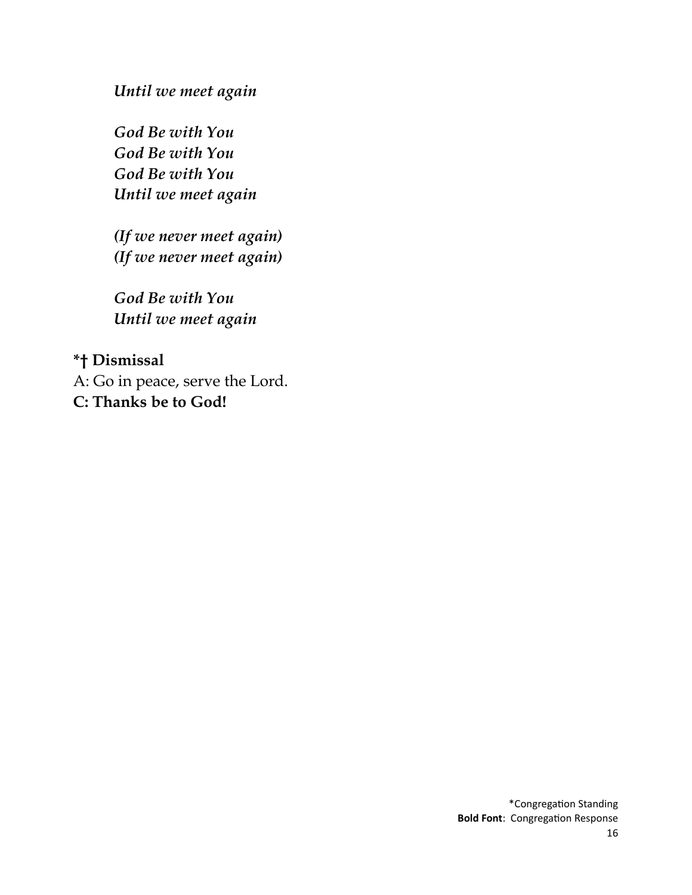*Until we meet again*

*God Be with You*
*God Be with You*
*God Be with You*
*Until we meet again*

*(If we never meet again)*
*(If we never meet again)*

*God Be with You*
*Until we meet again*

**\*† Dismissal**

A: Go in peace, serve the Lord.
**C: Thanks be to God!**

*Congregation Standing
**Bold Font**: Congregation Response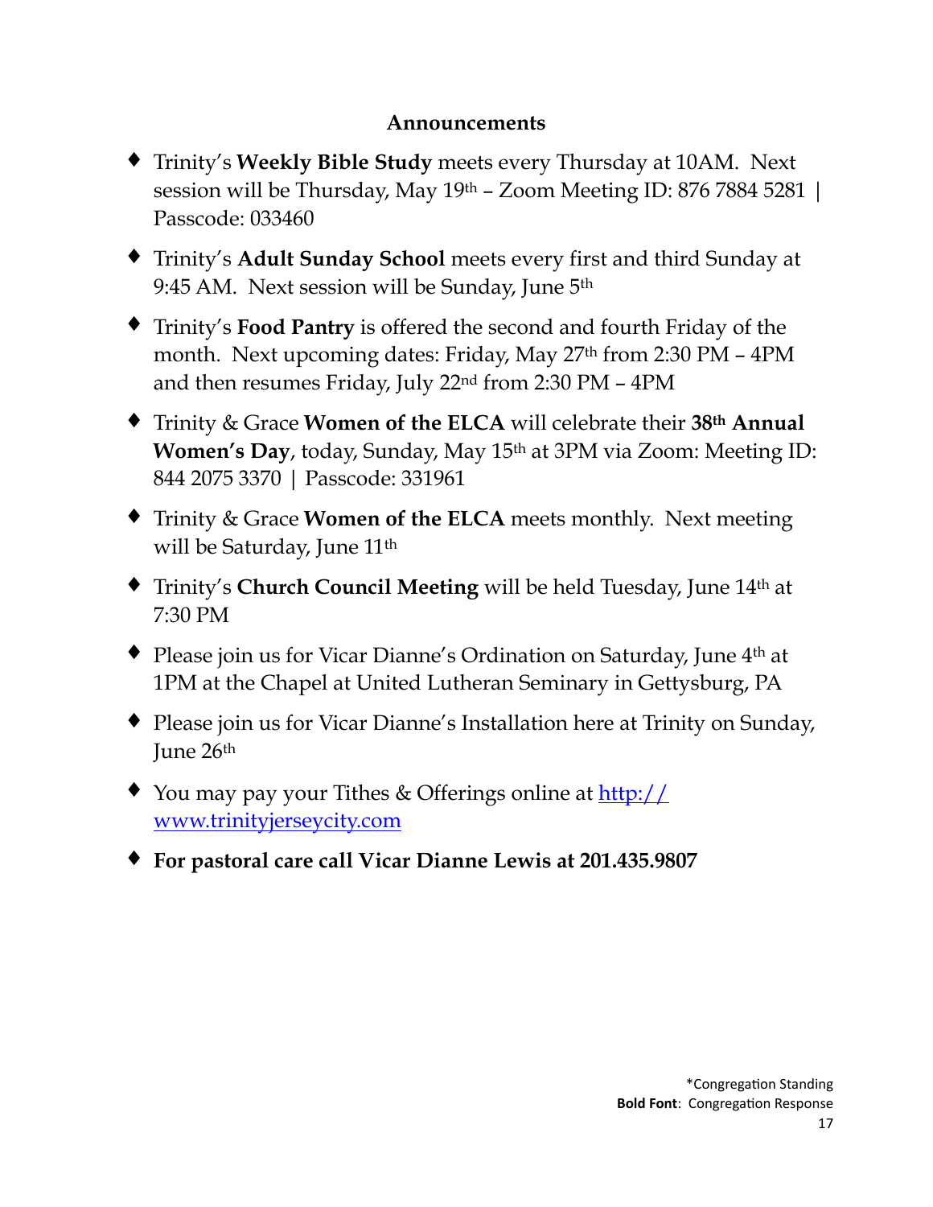## Announcements

- Trinity's **Weekly Bible Study** meets every Thursday at 10AM. Next session will be Thursday, May 19th – Zoom Meeting ID: 876 7884 5281 | Passcode: 033460
- Trinity's **Adult Sunday School** meets every first and third Sunday at 9:45 AM. Next session will be Sunday, June 5th
- Trinity's **Food Pantry** is offered the second and fourth Friday of the month. Next upcoming dates: Friday, May 27th from 2:30 PM – 4PM and then resumes Friday, July 22nd from 2:30 PM – 4PM
- Trinity & Grace **Women of the ELCA** will celebrate their **38th Annual Women's Day**, today, Sunday, May 15th at 3PM via Zoom: Meeting ID: 844 2075 3370 | Passcode: 331961
- Trinity & Grace **Women of the ELCA** meets monthly. Next meeting will be Saturday, June 11th
- Trinity's **Church Council Meeting** will be held Tuesday, June 14th at 7:30 PM
- Please join us for Vicar Dianne's Ordination on Saturday, June 4th at 1PM at the Chapel at United Lutheran Seminary in Gettysburg, PA
- Please join us for Vicar Dianne's Installation here at Trinity on Sunday, June 26th
- You may pay your Tithes & Offerings online at [http://www.trinityjerseycity.com](http://www.trinityjerseycity.com)
- **For pastoral care call Vicar Dianne Lewis at 201.435.9807**

*Congregation Standing
**Bold Font**: Congregation Response